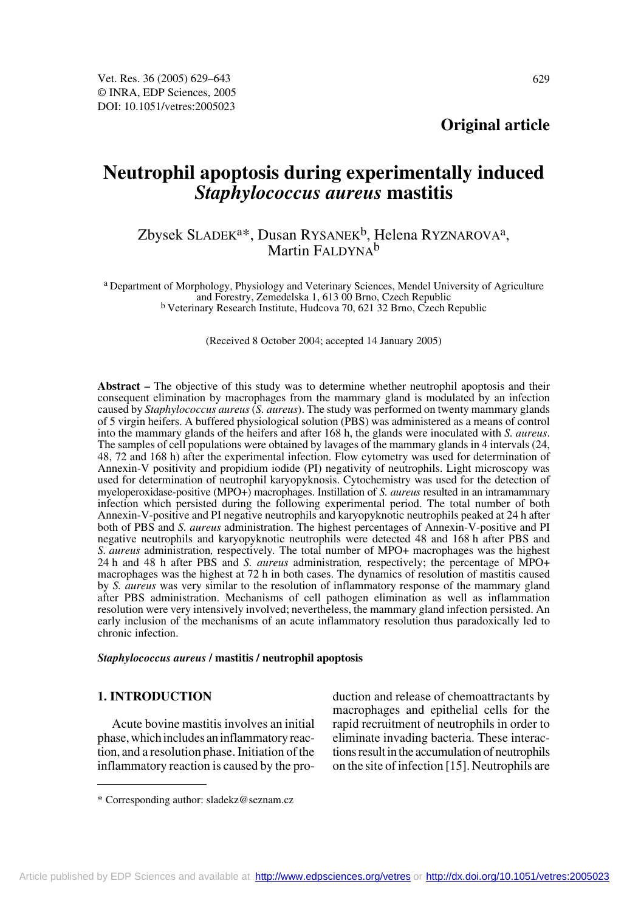**Original article**

# Neutrophil apoptosis during experimentally induced *Staphylococcus aureus* mastitis

Zbysek SLADEK[a]*, Dusan RYSANEK[b], Helena RYZNAROVA[a], Martin FALDYNA[b]

[a] Department of Morphology, Physiology and Veterinary Sciences, Mendel University of Agriculture and Forestry, Zemedelska 1, 613 00 Brno, Czech Republic
[b] Veterinary Research Institute, Hudcova 70, 621 32 Brno, Czech Republic

(Received 8 October 2004; accepted 14 January 2005)

**Abstract –** The objective of this study was to determine whether neutrophil apoptosis and their consequent elimination by macrophages from the mammary gland is modulated by an infection caused by *Staphylococcus aureus* (*S. aureus*). The study was performed on twenty mammary glands of 5 virgin heifers. A buffered physiological solution (PBS) was administered as a means of control into the mammary glands of the heifers and after 168 h, the glands were inoculated with *S. aureus*. The samples of cell populations were obtained by lavages of the mammary glands in 4 intervals (24, 48, 72 and 168 h) after the experimental infection. Flow cytometry was used for determination of Annexin-V positivity and propidium iodide (PI) negativity of neutrophils. Light microscopy was used for determination of neutrophil karyopyknosis. Cytochemistry was used for the detection of myeloperoxidase-positive (MPO+) macrophages. Instillation of *S. aureus* resulted in an intramammary infection which persisted during the following experimental period. The total number of both Annexin-V-positive and PI negative neutrophils and karyopyknotic neutrophils peaked at 24 h after both of PBS and *S. aureus* administration. The highest percentages of Annexin-V-positive and PI negative neutrophils and karyopyknotic neutrophils were detected 48 and 168 h after PBS and *S. aureus* administration*,* respectively. The total number of MPO+ macrophages was the highest 24 h and 48 h after PBS and *S. aureus* administration*,* respectively; the percentage of MPO+ macrophages was the highest at 72 h in both cases. The dynamics of resolution of mastitis caused by *S. aureus* was very similar to the resolution of inflammatory response of the mammary gland after PBS administration. Mechanisms of cell pathogen elimination as well as inflammation resolution were very intensively involved; nevertheless, the mammary gland infection persisted. An early inclusion of the mechanisms of an acute inflammatory resolution thus paradoxically led to chronic infection.

***Staphylococcus aureus* / mastitis / neutrophil apoptosis**

## 1. INTRODUCTION

Acute bovine mastitis involves an initial phase, which includes an inflammatory reaction, and a resolution phase. Initiation of the inflammatory reaction is caused by the production and release of chemoattractants by macrophages and epithelial cells for the rapid recruitment of neutrophils in order to eliminate invading bacteria. These interactions result in the accumulation of neutrophils on the site of infection [15]. Neutrophils are

* Corresponding author: sladekz@seznam.cz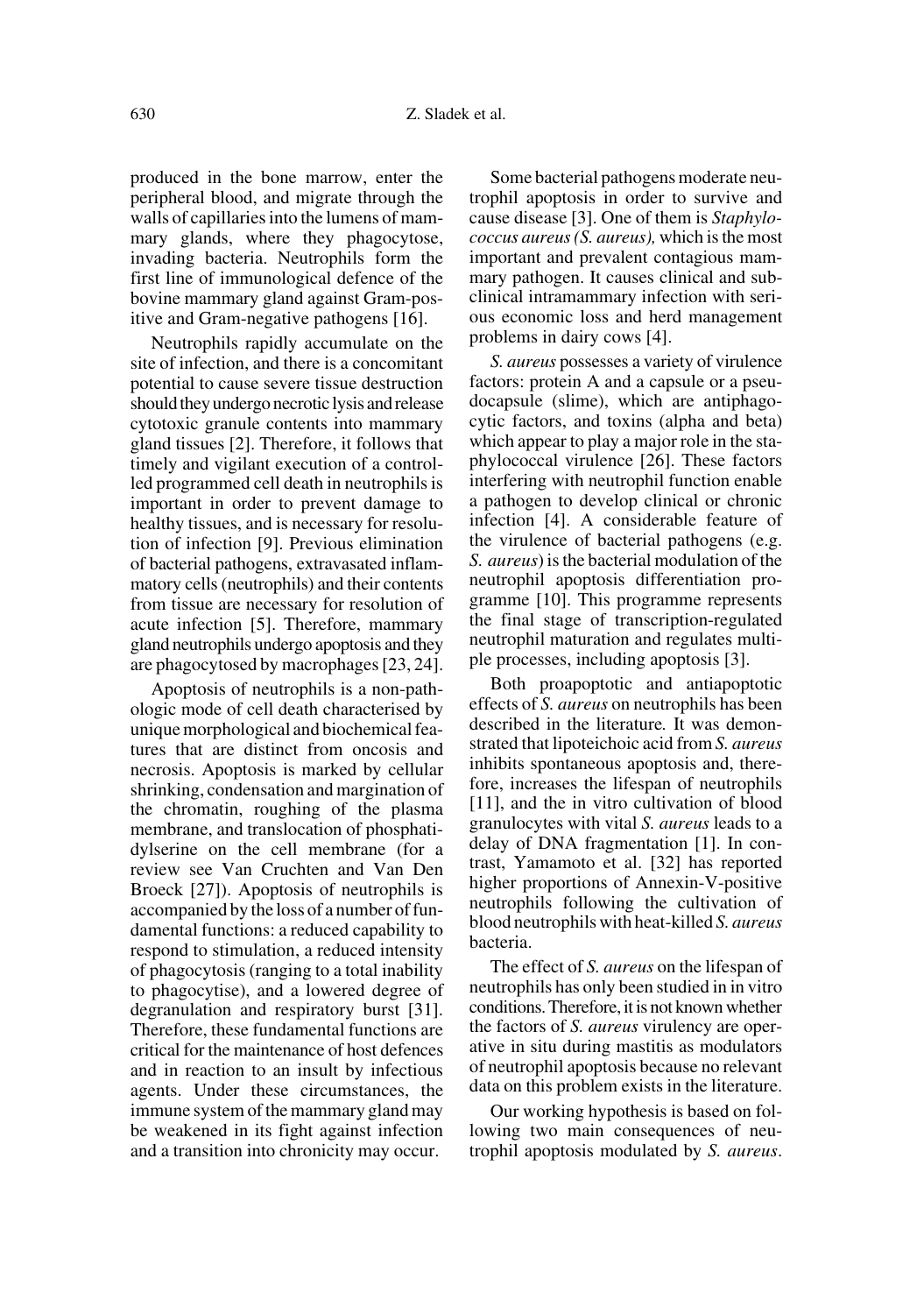produced in the bone marrow, enter the peripheral blood, and migrate through the walls of capillaries into the lumens of mammary glands, where they phagocytose, invading bacteria. Neutrophils form the first line of immunological defence of the bovine mammary gland against Gram-positive and Gram-negative pathogens [16].

Neutrophils rapidly accumulate on the site of infection, and there is a concomitant potential to cause severe tissue destruction should they undergo necrotic lysis and release cytotoxic granule contents into mammary gland tissues [2]. Therefore, it follows that timely and vigilant execution of a controlled programmed cell death in neutrophils is important in order to prevent damage to healthy tissues, and is necessary for resolution of infection [9]. Previous elimination of bacterial pathogens, extravasated inflammatory cells (neutrophils) and their contents from tissue are necessary for resolution of acute infection [5]. Therefore, mammary gland neutrophils undergo apoptosis and they are phagocytosed by macrophages [23, 24].

Apoptosis of neutrophils is a non-pathologic mode of cell death characterised by unique morphological and biochemical features that are distinct from oncosis and necrosis. Apoptosis is marked by cellular shrinking, condensation and margination of the chromatin, roughing of the plasma membrane, and translocation of phosphatidylserine on the cell membrane (for a review see Van Cruchten and Van Den Broeck [27]). Apoptosis of neutrophils is accompanied by the loss of a number of fundamental functions: a reduced capability to respond to stimulation, a reduced intensity of phagocytosis (ranging to a total inability to phagocytise), and a lowered degree of degranulation and respiratory burst [31]. Therefore, these fundamental functions are critical for the maintenance of host defences and in reaction to an insult by infectious agents. Under these circumstances, the immune system of the mammary gland may be weakened in its fight against infection and a transition into chronicity may occur.

Some bacterial pathogens moderate neutrophil apoptosis in order to survive and cause disease [3]. One of them is *Staphylococcus aureus (S. aureus),* which is the most important and prevalent contagious mammary pathogen. It causes clinical and subclinical intramammary infection with serious economic loss and herd management problems in dairy cows [4].

*S. aureus* possesses a variety of virulence factors: protein A and a capsule or a pseudocapsule (slime), which are antiphagocytic factors, and toxins (alpha and beta) which appear to play a major role in the staphylococcal virulence [26]. These factors interfering with neutrophil function enable a pathogen to develop clinical or chronic infection [4]. A considerable feature of the virulence of bacterial pathogens (e.g. *S. aureus*) is the bacterial modulation of the neutrophil apoptosis differentiation programme [10]. This programme represents the final stage of transcription-regulated neutrophil maturation and regulates multiple processes, including apoptosis [3].

Both proapoptotic and antiapoptotic effects of *S. aureus* on neutrophils has been described in the literature. It was demonstrated that lipoteichoic acid from *S. aureus* inhibits spontaneous apoptosis and, therefore, increases the lifespan of neutrophils [11], and the in vitro cultivation of blood granulocytes with vital *S. aureus* leads to a delay of DNA fragmentation [1]. In contrast, Yamamoto et al. [32] has reported higher proportions of Annexin-V-positive neutrophils following the cultivation of blood neutrophils with heat-killed *S. aureus* bacteria.

The effect of *S. aureus* on the lifespan of neutrophils has only been studied in in vitro conditions. Therefore, it is not known whether the factors of *S. aureus* virulency are operative in situ during mastitis as modulators of neutrophil apoptosis because no relevant data on this problem exists in the literature.

Our working hypothesis is based on following two main consequences of neutrophil apoptosis modulated by *S. aureus*.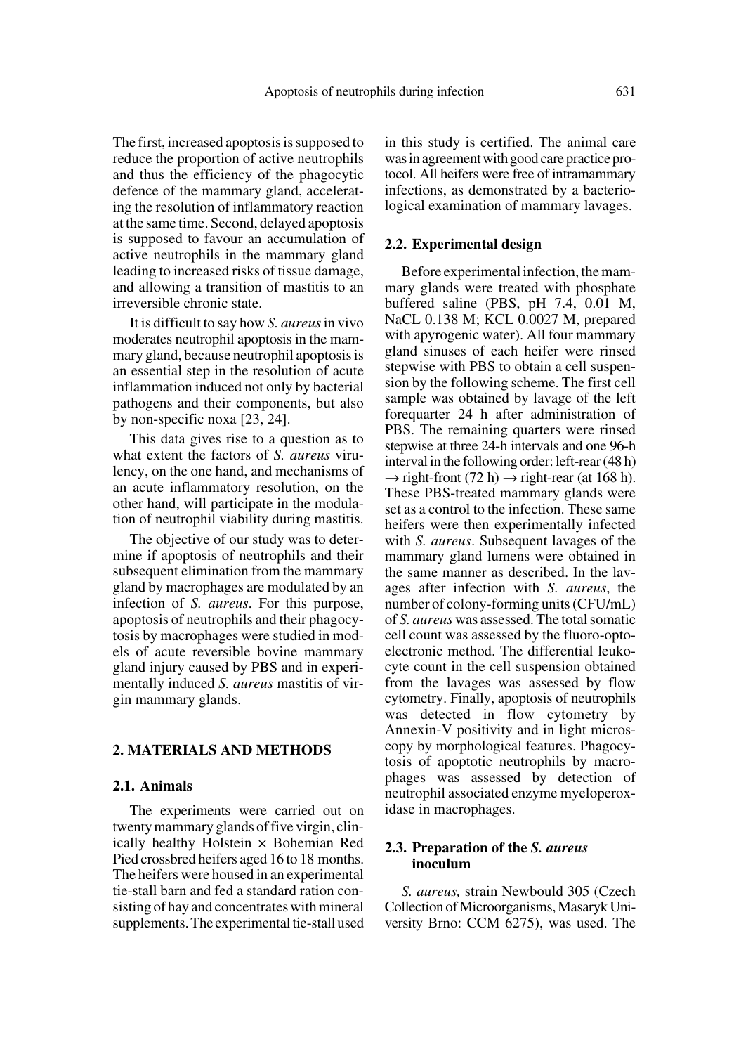The first, increased apoptosis is supposed to reduce the proportion of active neutrophils and thus the efficiency of the phagocytic defence of the mammary gland, accelerating the resolution of inflammatory reaction at the same time. Second, delayed apoptosis is supposed to favour an accumulation of active neutrophils in the mammary gland leading to increased risks of tissue damage, and allowing a transition of mastitis to an irreversible chronic state.

It is difficult to say how *S. aureus* in vivo moderates neutrophil apoptosis in the mammary gland, because neutrophil apoptosis is an essential step in the resolution of acute inflammation induced not only by bacterial pathogens and their components, but also by non-specific noxa [23, 24].

This data gives rise to a question as to what extent the factors of *S. aureus* virulency, on the one hand, and mechanisms of an acute inflammatory resolution, on the other hand, will participate in the modulation of neutrophil viability during mastitis.

The objective of our study was to determine if apoptosis of neutrophils and their subsequent elimination from the mammary gland by macrophages are modulated by an infection of *S. aureus*. For this purpose, apoptosis of neutrophils and their phagocytosis by macrophages were studied in models of acute reversible bovine mammary gland injury caused by PBS and in experimentally induced *S. aureus* mastitis of virgin mammary glands.

## 2. MATERIALS AND METHODS

### 2.1. Animals

The experiments were carried out on twenty mammary glands of five virgin, clinically healthy Holstein × Bohemian Red Pied crossbred heifers aged 16 to 18 months. The heifers were housed in an experimental tie-stall barn and fed a standard ration consisting of hay and concentrates with mineral supplements. The experimental tie-stall used in this study is certified. The animal care was in agreement with good care practice protocol. All heifers were free of intramammary infections, as demonstrated by a bacteriological examination of mammary lavages.

### 2.2. Experimental design

Before experimental infection, the mammary glands were treated with phosphate buffered saline (PBS, pH 7.4, 0.01 M, NaCL 0.138 M; KCL 0.0027 M, prepared with apyrogenic water). All four mammary gland sinuses of each heifer were rinsed stepwise with PBS to obtain a cell suspension by the following scheme. The first cell sample was obtained by lavage of the left forequarter 24 h after administration of PBS. The remaining quarters were rinsed stepwise at three 24-h intervals and one 96-h interval in the following order: left-rear (48 h) → right-front (72 h) → right-rear (at 168 h). These PBS-treated mammary glands were set as a control to the infection. These same heifers were then experimentally infected with *S. aureus*. Subsequent lavages of the mammary gland lumens were obtained in the same manner as described. In the lavages after infection with *S. aureus*, the number of colony-forming units (CFU/mL) of *S. aureus* was assessed. The total somatic cell count was assessed by the fluoro-opto-electronic method. The differential leukocyte count in the cell suspension obtained from the lavages was assessed by flow cytometry. Finally, apoptosis of neutrophils was detected in flow cytometry by Annexin-V positivity and in light microscopy by morphological features. Phagocytosis of apoptotic neutrophils by macrophages was assessed by detection of neutrophil associated enzyme myeloperoxidase in macrophages.

### 2.3. Preparation of the *S. aureus* inoculum

*S. aureus,* strain Newbould 305 (Czech Collection of Microorganisms, Masaryk University Brno: CCM 6275), was used. The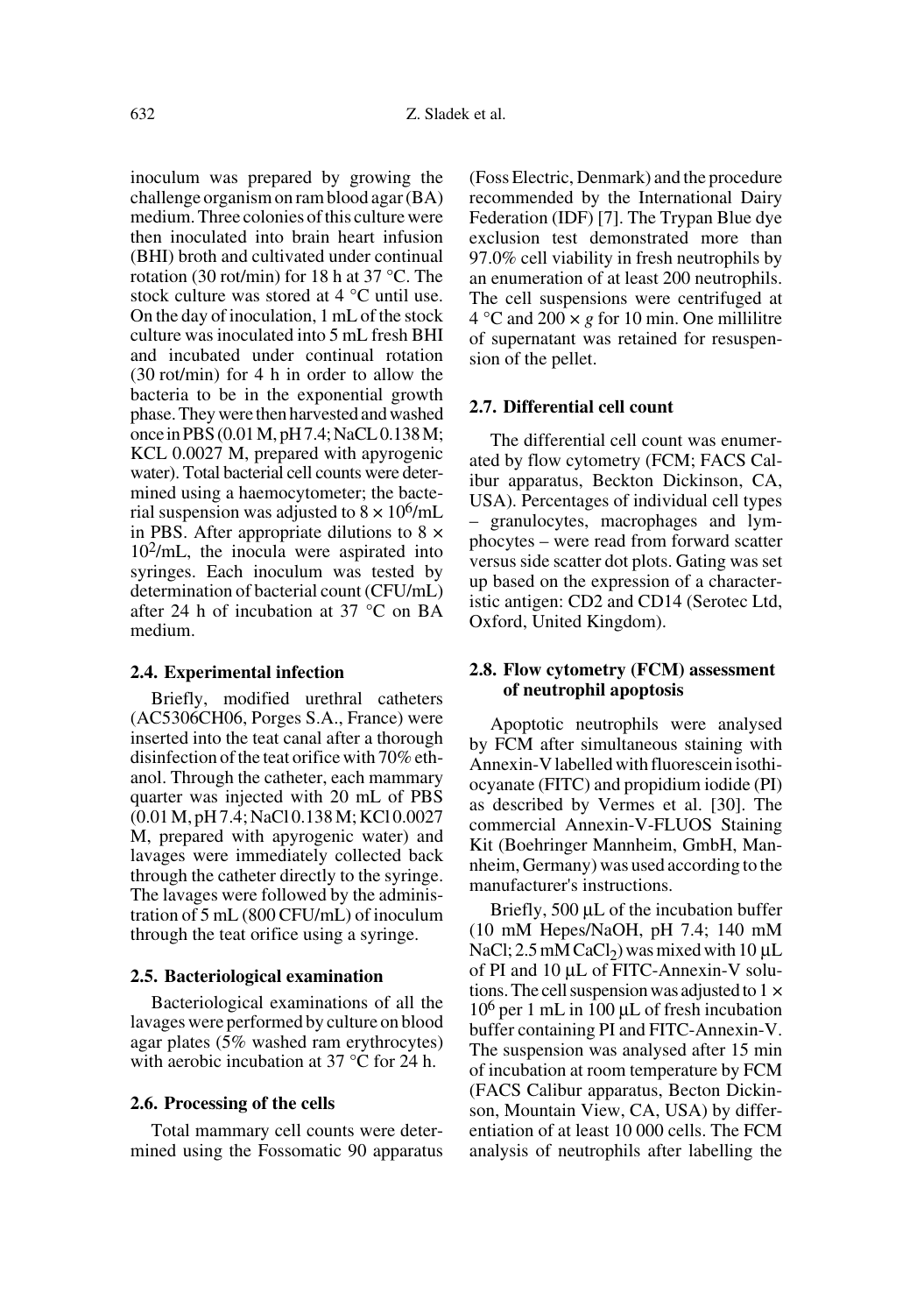inoculum was prepared by growing the challenge organism on ram blood agar (BA) medium. Three colonies of this culture were then inoculated into brain heart infusion (BHI) broth and cultivated under continual rotation (30 rot/min) for 18 h at 37 °C. The stock culture was stored at 4 °C until use. On the day of inoculation, 1 mL of the stock culture was inoculated into 5 mL fresh BHI and incubated under continual rotation (30 rot/min) for 4 h in order to allow the bacteria to be in the exponential growth phase. They were then harvested and washed once in PBS (0.01 M, pH 7.4; NaCL 0.138 M; KCL 0.0027 M, prepared with apyrogenic water). Total bacterial cell counts were determined using a haemocytometer; the bacterial suspension was adjusted to $8 \times 10^6$/mL in PBS. After appropriate dilutions to $8 \times 10^2$/mL, the inocula were aspirated into syringes. Each inoculum was tested by determination of bacterial count (CFU/mL) after 24 h of incubation at 37 °C on BA medium.

### 2.4. Experimental infection

Briefly, modified urethral catheters (AC5306CH06, Porges S.A., France) were inserted into the teat canal after a thorough disinfection of the teat orifice with 70% ethanol. Through the catheter, each mammary quarter was injected with 20 mL of PBS (0.01 M, pH 7.4; NaCl 0.138 M; KCl 0.0027 M, prepared with apyrogenic water) and lavages were immediately collected back through the catheter directly to the syringe. The lavages were followed by the administration of 5 mL (800 CFU/mL) of inoculum through the teat orifice using a syringe.

### 2.5. Bacteriological examination

Bacteriological examinations of all the lavages were performed by culture on blood agar plates (5% washed ram erythrocytes) with aerobic incubation at 37 °C for 24 h.

### 2.6. Processing of the cells

Total mammary cell counts were determined using the Fossomatic 90 apparatus (Foss Electric, Denmark) and the procedure recommended by the International Dairy Federation (IDF) [7]. The Trypan Blue dye exclusion test demonstrated more than 97.0% cell viability in fresh neutrophils by an enumeration of at least 200 neutrophils. The cell suspensions were centrifuged at 4 °C and 200 × *g* for 10 min. One millilitre of supernatant was retained for resuspension of the pellet.

### 2.7. Differential cell count

The differential cell count was enumerated by flow cytometry (FCM; FACS Calibur apparatus, Beckton Dickinson, CA, USA). Percentages of individual cell types – granulocytes, macrophages and lymphocytes – were read from forward scatter versus side scatter dot plots. Gating was set up based on the expression of a characteristic antigen: CD2 and CD14 (Serotec Ltd, Oxford, United Kingdom).

### 2.8. Flow cytometry (FCM) assessment of neutrophil apoptosis

Apoptotic neutrophils were analysed by FCM after simultaneous staining with Annexin-V labelled with fluorescein isothiocyanate (FITC) and propidium iodide (PI) as described by Vermes et al. [30]. The commercial Annexin-V-FLUOS Staining Kit (Boehringer Mannheim, GmbH, Mannheim, Germany) was used according to the manufacturer's instructions.

Briefly, 500 μL of the incubation buffer (10 mM Hepes/NaOH, pH 7.4; 140 mM NaCl; 2.5 mM $CaCl_2$) was mixed with 10 μL of PI and 10 μL of FITC-Annexin-V solutions. The cell suspension was adjusted to $1 \times 10^6$ per 1 mL in 100 μL of fresh incubation buffer containing PI and FITC-Annexin-V. The suspension was analysed after 15 min of incubation at room temperature by FCM (FACS Calibur apparatus, Becton Dickinson, Mountain View, CA, USA) by differentiation of at least 10 000 cells. The FCM analysis of neutrophils after labelling the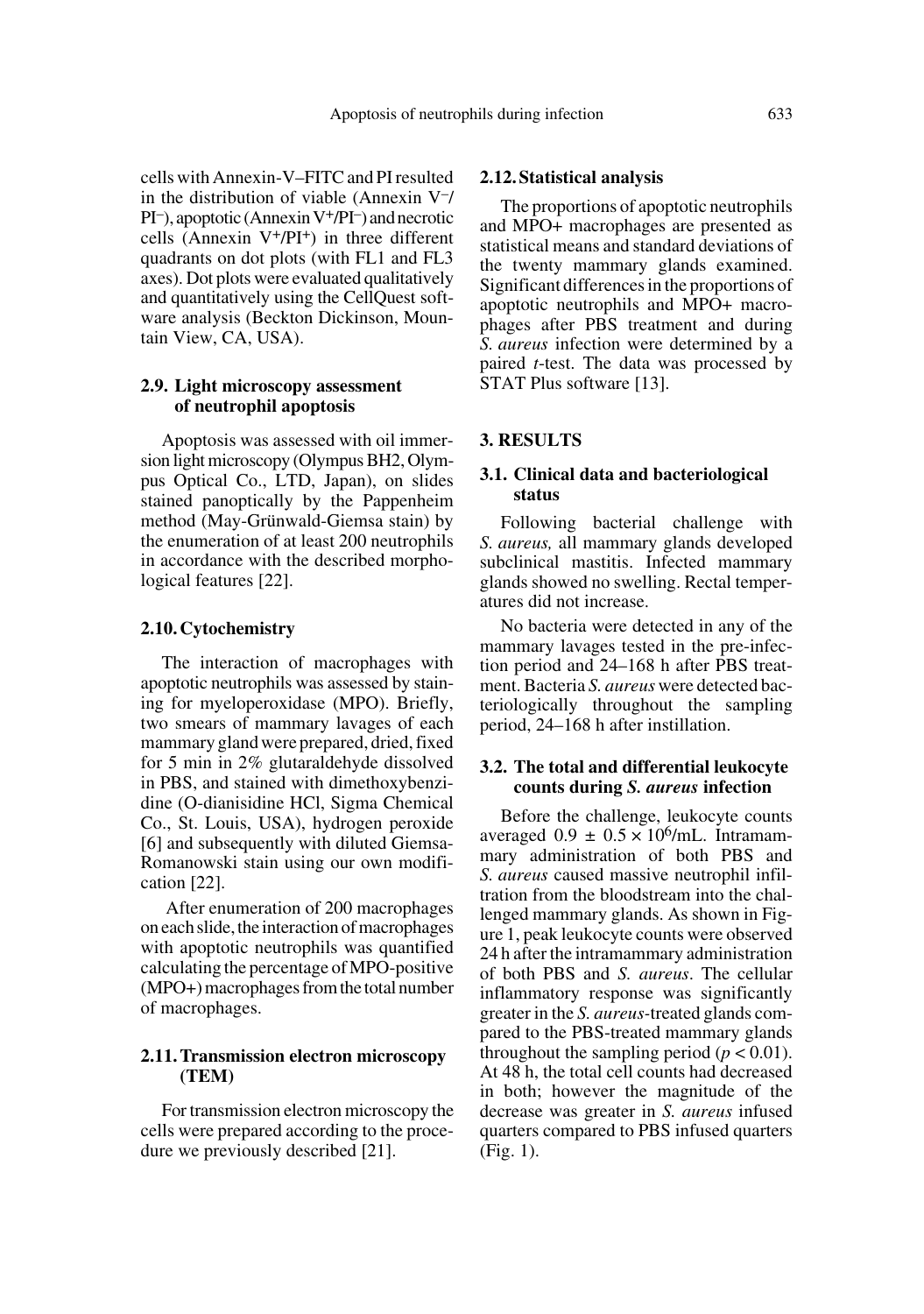cells with Annexin-V–FITC and PI resulted in the distribution of viable (Annexin $V^-$/$PI^-$), apoptotic (Annexin $V^+$/$PI^-$) and necrotic cells (Annexin $V^+$/$PI^+$) in three different quadrants on dot plots (with FL1 and FL3 axes). Dot plots were evaluated qualitatively and quantitatively using the CellQuest software analysis (Beckton Dickinson, Mountain View, CA, USA).

### 2.9. Light microscopy assessment of neutrophil apoptosis

Apoptosis was assessed with oil immersion light microscopy (Olympus BH2, Olympus Optical Co., LTD, Japan), on slides stained panoptically by the Pappenheim method (May-Grünwald-Giemsa stain) by the enumeration of at least 200 neutrophils in accordance with the described morphological features [22].

### 2.10. Cytochemistry

The interaction of macrophages with apoptotic neutrophils was assessed by staining for myeloperoxidase (MPO). Briefly, two smears of mammary lavages of each mammary gland were prepared, dried, fixed for 5 min in 2% glutaraldehyde dissolved in PBS, and stained with dimethoxybenzidine (O-dianisidine HCl, Sigma Chemical Co., St. Louis, USA), hydrogen peroxide [6] and subsequently with diluted Giemsa-Romanowski stain using our own modification [22].

After enumeration of 200 macrophages on each slide, the interaction of macrophages with apoptotic neutrophils was quantified calculating the percentage of MPO-positive (MPO+) macrophages from the total number of macrophages.

### 2.11. Transmission electron microscopy (TEM)

For transmission electron microscopy the cells were prepared according to the procedure we previously described [21].

### 2.12. Statistical analysis

The proportions of apoptotic neutrophils and MPO+ macrophages are presented as statistical means and standard deviations of the twenty mammary glands examined. Significant differences in the proportions of apoptotic neutrophils and MPO+ macrophages after PBS treatment and during *S. aureus* infection were determined by a paired *t*-test. The data was processed by STAT Plus software [13].

## 3. RESULTS

### 3.1. Clinical data and bacteriological status

Following bacterial challenge with *S. aureus,* all mammary glands developed subclinical mastitis. Infected mammary glands showed no swelling. Rectal temperatures did not increase.

No bacteria were detected in any of the mammary lavages tested in the pre-infection period and 24–168 h after PBS treatment. Bacteria *S. aureus* were detected bacteriologically throughout the sampling period, 24–168 h after instillation.

### 3.2. The total and differential leukocyte counts during *S. aureus* infection

Before the challenge, leukocyte counts averaged $0.9 \pm 0.5 \times 10^6$/mL. Intramammary administration of both PBS and *S. aureus* caused massive neutrophil infiltration from the bloodstream into the challenged mammary glands. As shown in Figure 1, peak leukocyte counts were observed 24 h after the intramammary administration of both PBS and *S. aureus*. The cellular inflammatory response was significantly greater in the *S. aureus*-treated glands compared to the PBS-treated mammary glands throughout the sampling period ($p < 0.01$). At 48 h, the total cell counts had decreased in both; however the magnitude of the decrease was greater in *S. aureus* infused quarters compared to PBS infused quarters (Fig. 1).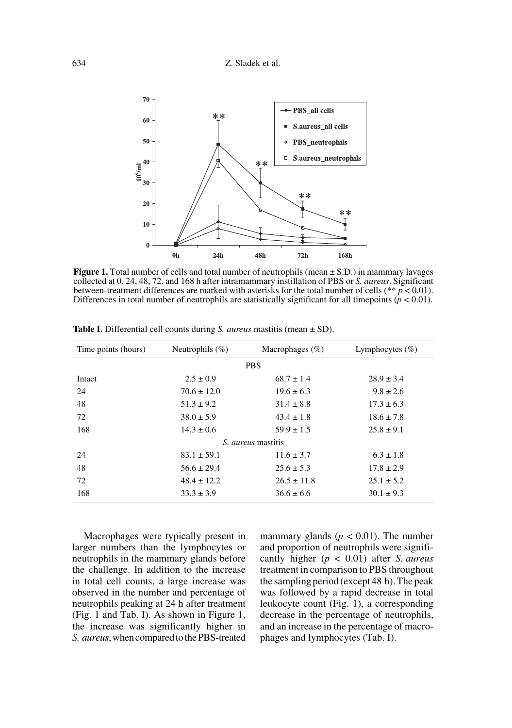**Figure 1.** Total number of cells and total number of neutrophils (mean ± S.D.) in mammary lavages collected at 0, 24, 48, 72, and 168 h after intramammary instillation of PBS or *S. aureus*. Significant between-treatment differences are marked with asterisks for the total number of cells (** $p < 0.01$). Differences in total number of neutrophils are statistically significant for all timepoints ($p < 0.01$).

**Table I.** Differential cell counts during *S. aureus* mastitis (mean ± SD).

| Time points (hours) | Neutrophils (%) | Macrophages (%) | Lymphocytes (%) |
|---|---|---|---|
| | PBS | | |
| Intact | 2.5 ± 0.9 | 68.7 ± 1.4 | 28.9 ± 3.4 |
| 24 | 70.6 ± 12.0 | 19.6 ± 6.3 | 9.8 ± 2.6 |
| 48 | 51.3 ± 9.2 | 31.4 ± 8.8 | 17.3 ± 6.3 |
| 72 | 38.0 ± 5.9 | 43.4 ± 1.8 | 18.6 ± 7.8 |
| 168 | 14.3 ± 0.6 | 59.9 ± 1.5 | 25.8 ± 9.1 |
| | *S. aureus* mastitis | | |
| 24 | 83.1 ± 59.1 | 11.6 ± 3.7 | 6.3 ± 1.8 |
| 48 | 56.6 ± 29.4 | 25.6 ± 5.3 | 17.8 ± 2.9 |
| 72 | 48.4 ± 12.2 | 26.5 ± 11.8 | 25.1 ± 5.2 |
| 168 | 33.3 ± 3.9 | 36.6 ± 6.6 | 30.1 ± 9.3 |

Macrophages were typically present in larger numbers than the lymphocytes or neutrophils in the mammary glands before the challenge. In addition to the increase in total cell counts, a large increase was observed in the number and percentage of neutrophils peaking at 24 h after treatment (Fig. 1 and Tab. I). As shown in Figure 1, the increase was significantly higher in *S. aureus*, when compared to the PBS-treated mammary glands ($p < 0.01$). The number and proportion of neutrophils were significantly higher ($p < 0.01$) after *S. aureus* treatment in comparison to PBS throughout the sampling period (except 48 h). The peak was followed by a rapid decrease in total leukocyte count (Fig. 1), a corresponding decrease in the percentage of neutrophils, and an increase in the percentage of macrophages and lymphocytes (Tab. I).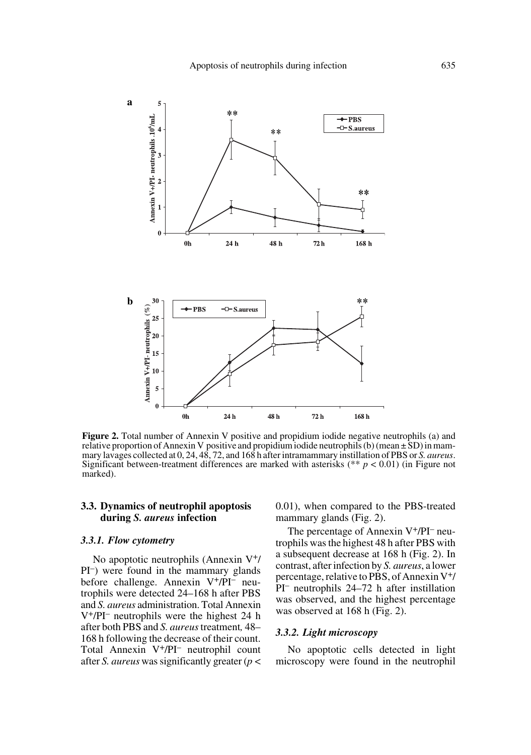Figure 2. Total number of Annexin V positive and propidium iodide negative neutrophils (a) and relative proportion of Annexin V positive and propidium iodide neutrophils (b) (mean ± SD) in mammary lavages collected at 0, 24, 48, 72, and 168 h after intramammary instillation of PBS or *S. aureus*. Significant between-treatment differences are marked with asterisks (** $p < 0.01$) (in Figure not marked).

## 3.3. Dynamics of neutrophil apoptosis during *S. aureus* infection

### 3.3.1. Flow cytometry

No apoptotic neutrophils (Annexin $V^+/PI^-$) were found in the mammary glands before challenge. Annexin $V^+/PI^-$ neutrophils were detected 24–168 h after PBS and *S. aureus* administration. Total Annexin $V^+/PI^-$ neutrophils were the highest 24 h after both PBS and *S. aureus* treatment, 48–168 h following the decrease of their count. Total Annexin $V^+/PI^-$ neutrophil count after *S. aureus* was significantly greater ($p < 0.01$), when compared to the PBS-treated mammary glands (Fig. 2).

The percentage of Annexin $V^+/PI^-$ neutrophils was the highest 48 h after PBS with a subsequent decrease at 168 h (Fig. 2). In contrast, after infection by *S. aureus*, a lower percentage, relative to PBS, of Annexin $V^+/PI^-$ neutrophils 24–72 h after instillation was observed, and the highest percentage was observed at 168 h (Fig. 2).

### 3.3.2. Light microscopy

No apoptotic cells detected in light microscopy were found in the neutrophil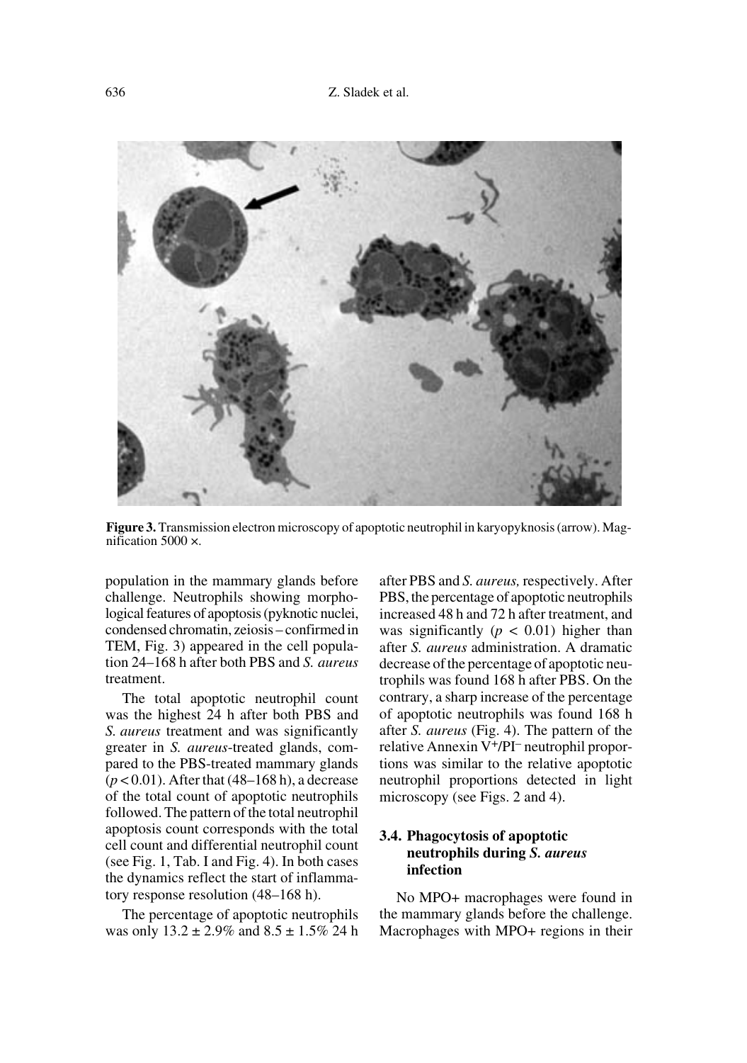**Figure 3.** Transmission electron microscopy of apoptotic neutrophil in karyopyknosis (arrow). Magnification 5000 ×.

population in the mammary glands before challenge. Neutrophils showing morphological features of apoptosis (pyknotic nuclei, condensed chromatin, zeiosis – confirmed in TEM, Fig. 3) appeared in the cell population 24–168 h after both PBS and *S. aureus* treatment.

The total apoptotic neutrophil count was the highest 24 h after both PBS and *S. aureus* treatment and was significantly greater in *S. aureus*-treated glands, compared to the PBS-treated mammary glands ($p < 0.01$). After that (48–168 h), a decrease of the total count of apoptotic neutrophils followed. The pattern of the total neutrophil apoptosis count corresponds with the total cell count and differential neutrophil count (see Fig. 1, Tab. I and Fig. 4). In both cases the dynamics reflect the start of inflammatory response resolution (48–168 h).

The percentage of apoptotic neutrophils was only $13.2 \pm 2.9\%$ and $8.5 \pm 1.5\%$ 24 h after PBS and *S. aureus,* respectively. After PBS, the percentage of apoptotic neutrophils increased 48 h and 72 h after treatment, and was significantly ($p < 0.01$) higher than after *S. aureus* administration. A dramatic decrease of the percentage of apoptotic neutrophils was found 168 h after PBS. On the contrary, a sharp increase of the percentage of apoptotic neutrophils was found 168 h after *S. aureus* (Fig. 4). The pattern of the relative Annexin $V^{+}/PI^{-}$ neutrophil proportions was similar to the relative apoptotic neutrophil proportions detected in light microscopy (see Figs. 2 and 4).

### 3.4. Phagocytosis of apoptotic neutrophils during *S. aureus* infection

No MPO+ macrophages were found in the mammary glands before the challenge. Macrophages with MPO+ regions in their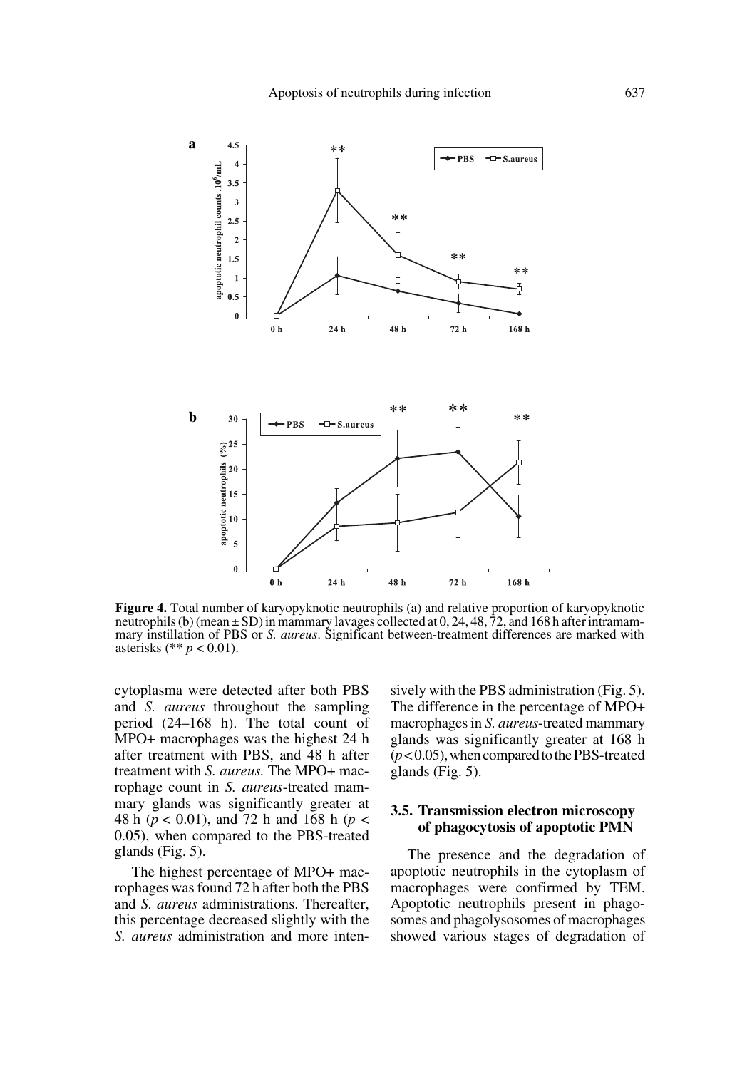**Figure 4.** Total number of karyopyknotic neutrophils (a) and relative proportion of karyopyknotic neutrophils (b) (mean ± SD) in mammary lavages collected at 0, 24, 48, 72, and 168 h after intramammary instillation of PBS or *S. aureus*. Significant between-treatment differences are marked with asterisks (** $p < 0.01$).

cytoplasma were detected after both PBS and *S. aureus* throughout the sampling period (24–168 h). The total count of MPO+ macrophages was the highest 24 h after treatment with PBS, and 48 h after treatment with *S. aureus.* The MPO+ macrophage count in *S. aureus*-treated mammary glands was significantly greater at 48 h ($p < 0.01$), and 72 h and 168 h ($p < 0.05$), when compared to the PBS-treated glands (Fig. 5).

The highest percentage of MPO+ macrophages was found 72 h after both the PBS and *S. aureus* administrations. Thereafter, this percentage decreased slightly with the *S. aureus* administration and more intensively with the PBS administration (Fig. 5). The difference in the percentage of MPO+ macrophages in *S. aureus*-treated mammary glands was significantly greater at 168 h ($p < 0.05$), when compared to the PBS-treated glands (Fig. 5).

### 3.5. Transmission electron microscopy of phagocytosis of apoptotic PMN

The presence and the degradation of apoptotic neutrophils in the cytoplasm of macrophages were confirmed by TEM. Apoptotic neutrophils present in phagosomes and phagolysosomes of macrophages showed various stages of degradation of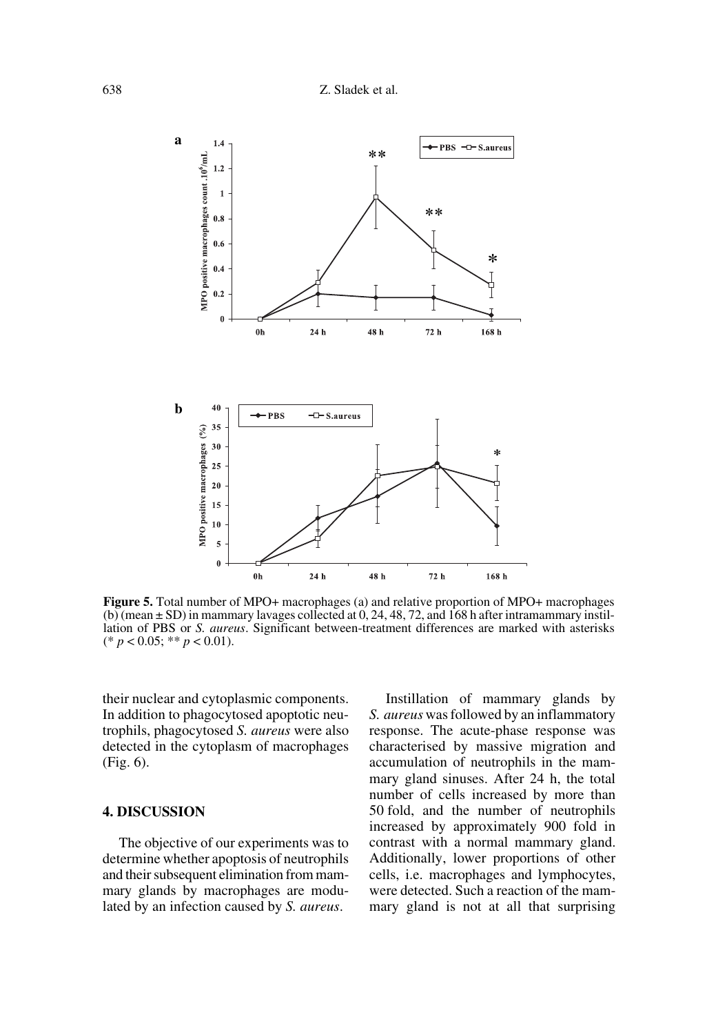**Figure 5.** Total number of MPO+ macrophages (a) and relative proportion of MPO+ macrophages (b) (mean ± SD) in mammary lavages collected at 0, 24, 48, 72, and 168 h after intramammary instillation of PBS or *S. aureus*. Significant between-treatment differences are marked with asterisks (* $p < 0.05$; ** $p < 0.01$).

their nuclear and cytoplasmic components. In addition to phagocytosed apoptotic neutrophils, phagocytosed *S. aureus* were also detected in the cytoplasm of macrophages (Fig. 6).

## 4. DISCUSSION

The objective of our experiments was to determine whether apoptosis of neutrophils and their subsequent elimination from mammary glands by macrophages are modulated by an infection caused by *S. aureus*.

Instillation of mammary glands by *S. aureus* was followed by an inflammatory response. The acute-phase response was characterised by massive migration and accumulation of neutrophils in the mammary gland sinuses. After 24 h, the total number of cells increased by more than 50 fold, and the number of neutrophils increased by approximately 900 fold in contrast with a normal mammary gland. Additionally, lower proportions of other cells, i.e. macrophages and lymphocytes, were detected. Such a reaction of the mammary gland is not at all that surprising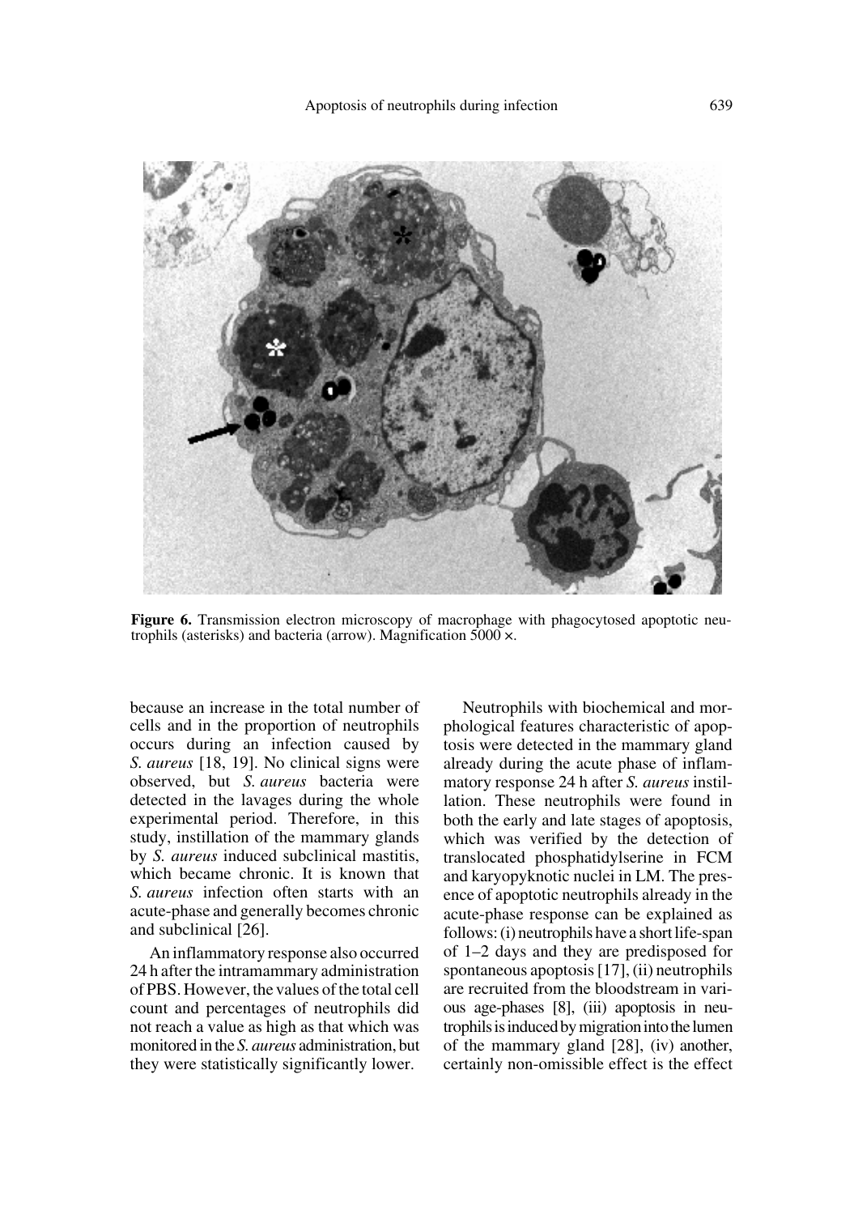**Figure 6.** Transmission electron microscopy of macrophage with phagocytosed apoptotic neutrophils (asterisks) and bacteria (arrow). Magnification 5000 ×.

because an increase in the total number of cells and in the proportion of neutrophils occurs during an infection caused by *S. aureus* [18, 19]. No clinical signs were observed, but *S. aureus* bacteria were detected in the lavages during the whole experimental period. Therefore, in this study, instillation of the mammary glands by *S. aureus* induced subclinical mastitis, which became chronic. It is known that *S. aureus* infection often starts with an acute-phase and generally becomes chronic and subclinical [26].

An inflammatory response also occurred 24 h after the intramammary administration of PBS. However, the values of the total cell count and percentages of neutrophils did not reach a value as high as that which was monitored in the *S. aureus* administration, but they were statistically significantly lower.

Neutrophils with biochemical and morphological features characteristic of apoptosis were detected in the mammary gland already during the acute phase of inflammatory response 24 h after *S. aureus* instillation. These neutrophils were found in both the early and late stages of apoptosis, which was verified by the detection of translocated phosphatidylserine in FCM and karyopyknotic nuclei in LM. The presence of apoptotic neutrophils already in the acute-phase response can be explained as follows: (i) neutrophils have a short life-span of 1–2 days and they are predisposed for spontaneous apoptosis [17], (ii) neutrophils are recruited from the bloodstream in various age-phases [8], (iii) apoptosis in neutrophils is induced by migration into the lumen of the mammary gland [28], (iv) another, certainly non-omissible effect is the effect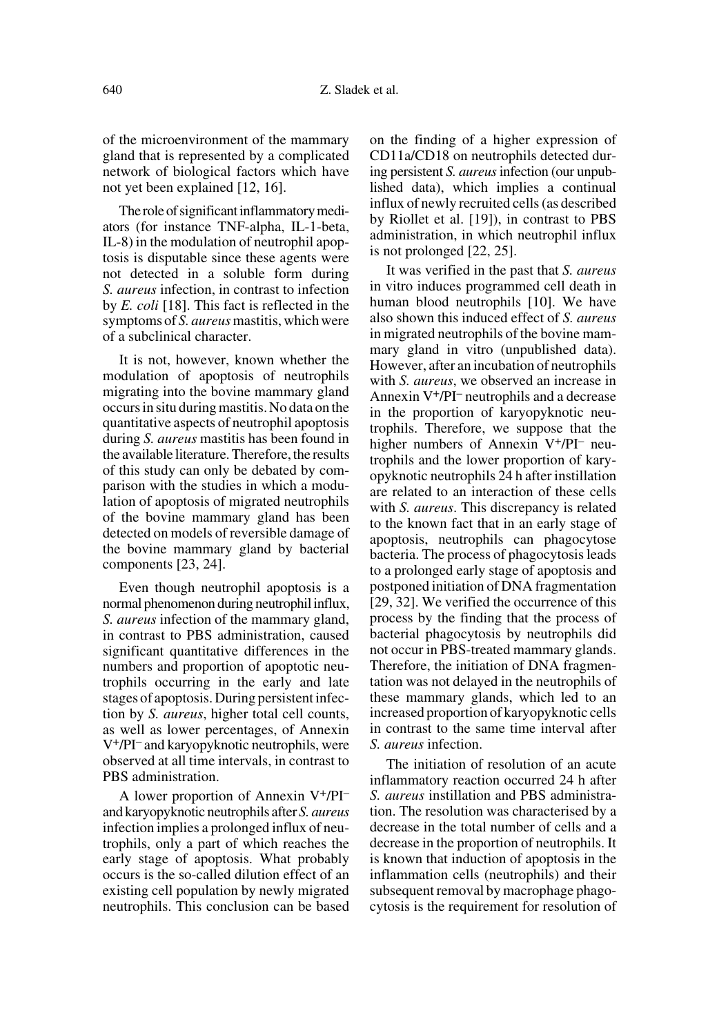of the microenvironment of the mammary gland that is represented by a complicated network of biological factors which have not yet been explained [12, 16].

The role of significant inflammatory mediators (for instance TNF-alpha, IL-1-beta, IL-8) in the modulation of neutrophil apoptosis is disputable since these agents were not detected in a soluble form during *S. aureus* infection, in contrast to infection by *E. coli* [18]. This fact is reflected in the symptoms of *S. aureus* mastitis, which were of a subclinical character.

It is not, however, known whether the modulation of apoptosis of neutrophils migrating into the bovine mammary gland occurs in situ during mastitis. No data on the quantitative aspects of neutrophil apoptosis during *S. aureus* mastitis has been found in the available literature. Therefore, the results of this study can only be debated by comparison with the studies in which a modulation of apoptosis of migrated neutrophils of the bovine mammary gland has been detected on models of reversible damage of the bovine mammary gland by bacterial components [23, 24].

Even though neutrophil apoptosis is a normal phenomenon during neutrophil influx, *S. aureus* infection of the mammary gland, in contrast to PBS administration, caused significant quantitative differences in the numbers and proportion of apoptotic neutrophils occurring in the early and late stages of apoptosis. During persistent infection by *S. aureus*, higher total cell counts, as well as lower percentages, of Annexin $V^+/PI^-$ and karyopyknotic neutrophils, were observed at all time intervals, in contrast to PBS administration.

A lower proportion of Annexin $V^+/PI^-$ and karyopyknotic neutrophils after *S. aureus* infection implies a prolonged influx of neutrophils, only a part of which reaches the early stage of apoptosis. What probably occurs is the so-called dilution effect of an existing cell population by newly migrated neutrophils. This conclusion can be based on the finding of a higher expression of CD11a/CD18 on neutrophils detected during persistent *S. aureus* infection (our unpublished data), which implies a continual influx of newly recruited cells (as described by Riollet et al. [19]), in contrast to PBS administration, in which neutrophil influx is not prolonged [22, 25].

It was verified in the past that *S. aureus* in vitro induces programmed cell death in human blood neutrophils [10]. We have also shown this induced effect of *S. aureus* in migrated neutrophils of the bovine mammary gland in vitro (unpublished data). However, after an incubation of neutrophils with *S. aureus*, we observed an increase in Annexin $V^+/PI^-$ neutrophils and a decrease in the proportion of karyopyknotic neutrophils. Therefore, we suppose that the higher numbers of Annexin $V^+/PI^-$ neutrophils and the lower proportion of karyopyknotic neutrophils 24 h after instillation are related to an interaction of these cells with *S. aureus*. This discrepancy is related to the known fact that in an early stage of apoptosis, neutrophils can phagocytose bacteria. The process of phagocytosis leads to a prolonged early stage of apoptosis and postponed initiation of DNA fragmentation [29, 32]. We verified the occurrence of this process by the finding that the process of bacterial phagocytosis by neutrophils did not occur in PBS-treated mammary glands. Therefore, the initiation of DNA fragmentation was not delayed in the neutrophils of these mammary glands, which led to an increased proportion of karyopyknotic cells in contrast to the same time interval after *S. aureus* infection.

The initiation of resolution of an acute inflammatory reaction occurred 24 h after *S. aureus* instillation and PBS administration. The resolution was characterised by a decrease in the total number of cells and a decrease in the proportion of neutrophils. It is known that induction of apoptosis in the inflammation cells (neutrophils) and their subsequent removal by macrophage phagocytosis is the requirement for resolution of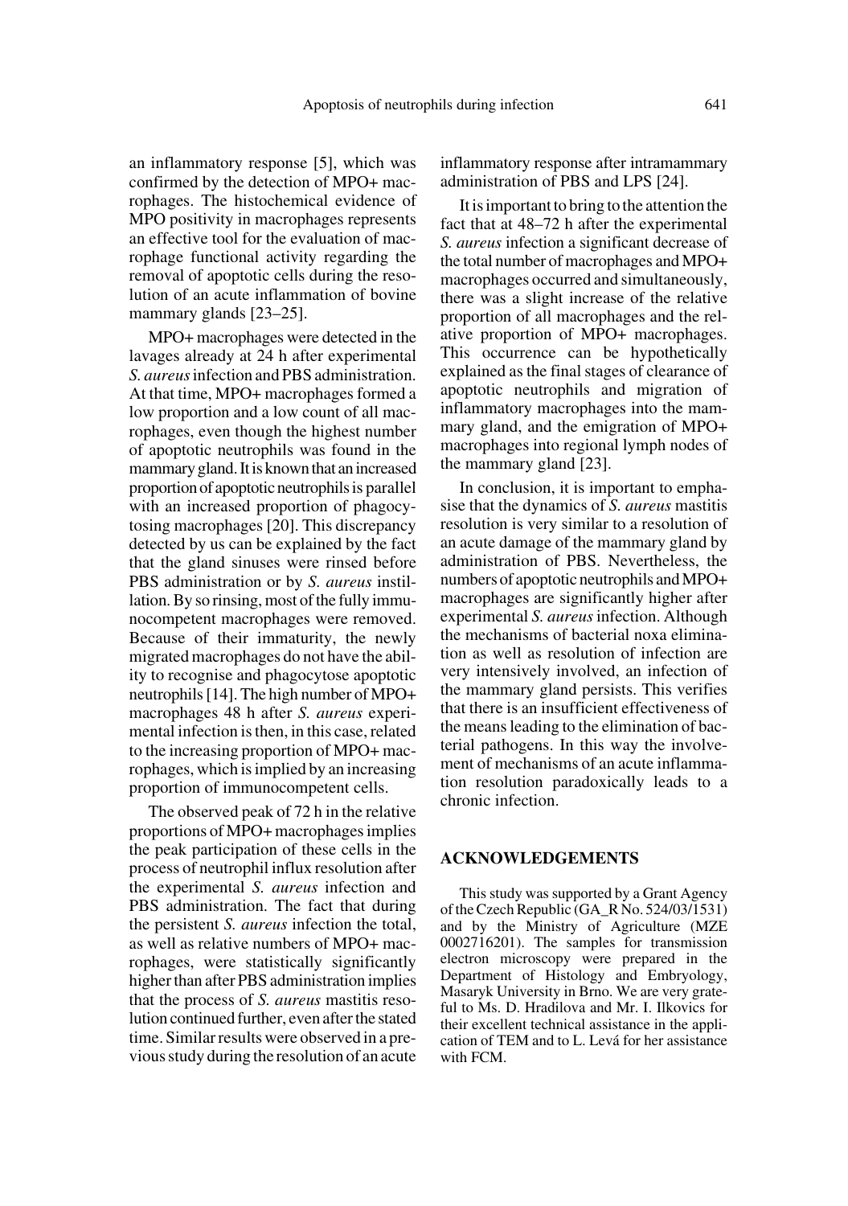an inflammatory response [5], which was confirmed by the detection of MPO+ macrophages. The histochemical evidence of MPO positivity in macrophages represents an effective tool for the evaluation of macrophage functional activity regarding the removal of apoptotic cells during the resolution of an acute inflammation of bovine mammary glands [23–25].

MPO+ macrophages were detected in the lavages already at 24 h after experimental *S. aureus* infection and PBS administration. At that time, MPO+ macrophages formed a low proportion and a low count of all macrophages, even though the highest number of apoptotic neutrophils was found in the mammary gland. It is known that an increased proportion of apoptotic neutrophils is parallel with an increased proportion of phagocytosing macrophages [20]. This discrepancy detected by us can be explained by the fact that the gland sinuses were rinsed before PBS administration or by *S. aureus* instillation. By so rinsing, most of the fully immunocompetent macrophages were removed. Because of their immaturity, the newly migrated macrophages do not have the ability to recognise and phagocytose apoptotic neutrophils [14]. The high number of MPO+ macrophages 48 h after *S. aureus* experimental infection is then, in this case, related to the increasing proportion of MPO+ macrophages, which is implied by an increasing proportion of immunocompetent cells.

The observed peak of 72 h in the relative proportions of MPO+ macrophages implies the peak participation of these cells in the process of neutrophil influx resolution after the experimental *S. aureus* infection and PBS administration. The fact that during the persistent *S. aureus* infection the total, as well as relative numbers of MPO+ macrophages, were statistically significantly higher than after PBS administration implies that the process of *S. aureus* mastitis resolution continued further, even after the stated time. Similar results were observed in a previous study during the resolution of an acute inflammatory response after intramammary administration of PBS and LPS [24].

It is important to bring to the attention the fact that at 48–72 h after the experimental *S. aureus* infection a significant decrease of the total number of macrophages and MPO+ macrophages occurred and simultaneously, there was a slight increase of the relative proportion of all macrophages and the relative proportion of MPO+ macrophages. This occurrence can be hypothetically explained as the final stages of clearance of apoptotic neutrophils and migration of inflammatory macrophages into the mammary gland, and the emigration of MPO+ macrophages into regional lymph nodes of the mammary gland [23].

In conclusion, it is important to emphasise that the dynamics of *S. aureus* mastitis resolution is very similar to a resolution of an acute damage of the mammary gland by administration of PBS. Nevertheless, the numbers of apoptotic neutrophils and MPO+ macrophages are significantly higher after experimental *S. aureus* infection. Although the mechanisms of bacterial noxa elimination as well as resolution of infection are very intensively involved, an infection of the mammary gland persists. This verifies that there is an insufficient effectiveness of the means leading to the elimination of bacterial pathogens. In this way the involvement of mechanisms of an acute inflammation resolution paradoxically leads to a chronic infection.

## ACKNOWLEDGEMENTS

This study was supported by a Grant Agency of the Czech Republic (GA_R No. 524/03/1531) and by the Ministry of Agriculture (MZE 0002716201). The samples for transmission electron microscopy were prepared in the Department of Histology and Embryology, Masaryk University in Brno. We are very grateful to Ms. D. Hradilova and Mr. I. Ilkovics for their excellent technical assistance in the application of TEM and to L. Levá for her assistance with FCM.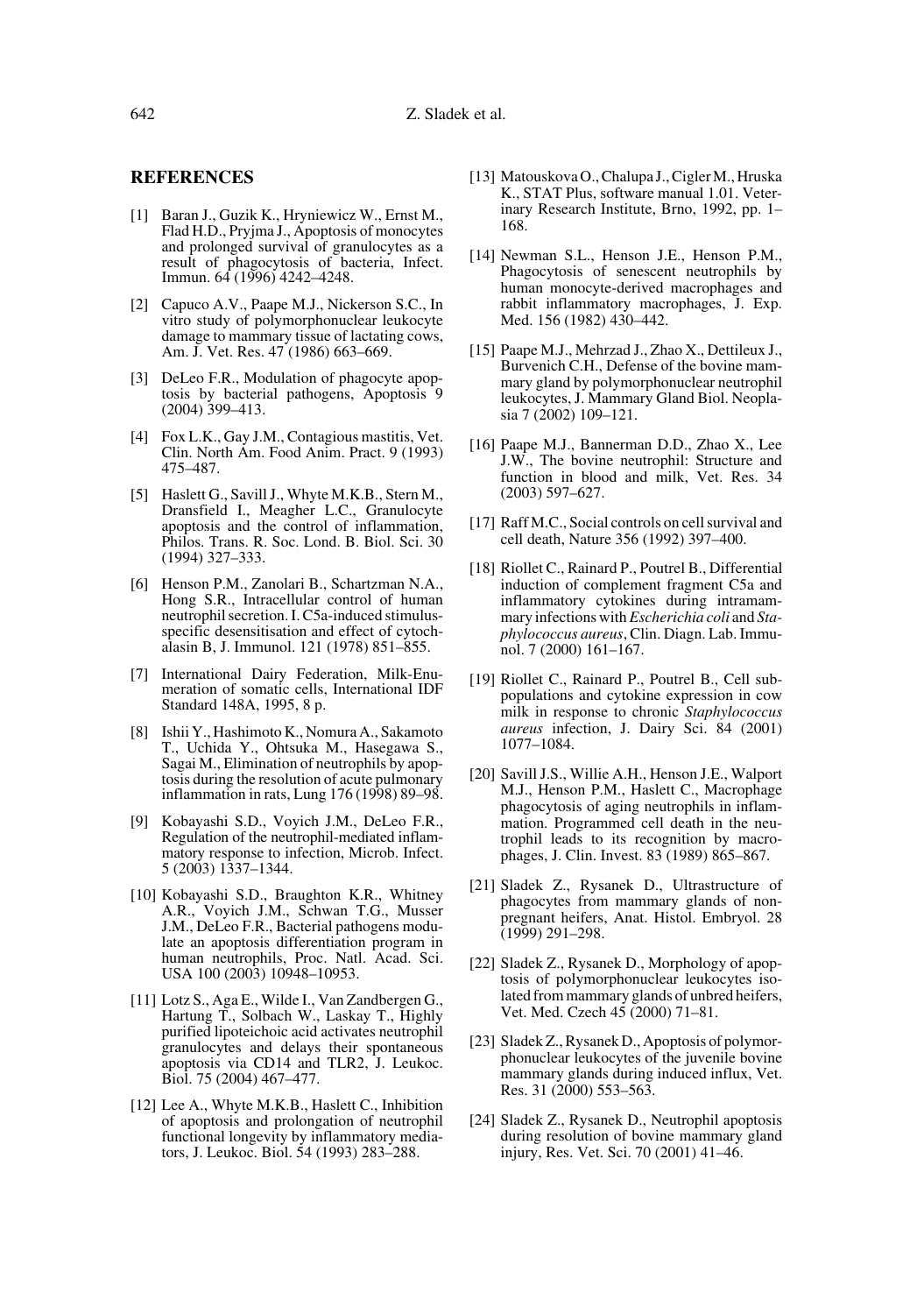## REFERENCES

[1] Baran J., Guzik K., Hryniewicz W., Ernst M., Flad H.D., Pryjma J., Apoptosis of monocytes and prolonged survival of granulocytes as a result of phagocytosis of bacteria, Infect. Immun. 64 (1996) 4242–4248.

[2] Capuco A.V., Paape M.J., Nickerson S.C., In vitro study of polymorphonuclear leukocyte damage to mammary tissue of lactating cows, Am. J. Vet. Res. 47 (1986) 663–669.

[3] DeLeo F.R., Modulation of phagocyte apoptosis by bacterial pathogens, Apoptosis 9 (2004) 399–413.

[4] Fox L.K., Gay J.M., Contagious mastitis, Vet. Clin. North Am. Food Anim. Pract. 9 (1993) 475–487.

[5] Haslett G., Savill J., Whyte M.K.B., Stern M., Dransfield I., Meagher L.C., Granulocyte apoptosis and the control of inflammation, Philos. Trans. R. Soc. Lond. B. Biol. Sci. 30 (1994) 327–333.

[6] Henson P.M., Zanolari B., Schartzman N.A., Hong S.R., Intracellular control of human neutrophil secretion. I. C5a-induced stimulus-specific desensitisation and effect of cytochalasin B, J. Immunol. 121 (1978) 851–855.

[7] International Dairy Federation, Milk-Enumeration of somatic cells, International IDF Standard 148A, 1995, 8 p.

[8] Ishii Y., Hashimoto K., Nomura A., Sakamoto T., Uchida Y., Ohtsuka M., Hasegawa S., Sagai M., Elimination of neutrophils by apoptosis during the resolution of acute pulmonary inflammation in rats, Lung 176 (1998) 89–98.

[9] Kobayashi S.D., Voyich J.M., DeLeo F.R., Regulation of the neutrophil-mediated inflammatory response to infection, Microb. Infect. 5 (2003) 1337–1344.

[10] Kobayashi S.D., Braughton K.R., Whitney A.R., Voyich J.M., Schwan T.G., Musser J.M., DeLeo F.R., Bacterial pathogens modulate an apoptosis differentiation program in human neutrophils, Proc. Natl. Acad. Sci. USA 100 (2003) 10948–10953.

[11] Lotz S., Aga E., Wilde I., Van Zandbergen G., Hartung T., Solbach W., Laskay T., Highly purified lipoteichoic acid activates neutrophil granulocytes and delays their spontaneous apoptosis via CD14 and TLR2, J. Leukoc. Biol. 75 (2004) 467–477.

[12] Lee A., Whyte M.K.B., Haslett C., Inhibition of apoptosis and prolongation of neutrophil functional longevity by inflammatory mediators, J. Leukoc. Biol. 54 (1993) 283–288.

[13] Matouskova O., Chalupa J., Cigler M., Hruska K., STAT Plus, software manual 1.01. Veterinary Research Institute, Brno, 1992, pp. 1–168.

[14] Newman S.L., Henson J.E., Henson P.M., Phagocytosis of senescent neutrophils by human monocyte-derived macrophages and rabbit inflammatory macrophages, J. Exp. Med. 156 (1982) 430–442.

[15] Paape M.J., Mehrzad J., Zhao X., Dettileux J., Burvenich C.H., Defense of the bovine mammary gland by polymorphonuclear neutrophil leukocytes, J. Mammary Gland Biol. Neoplasia 7 (2002) 109–121.

[16] Paape M.J., Bannerman D.D., Zhao X., Lee J.W., The bovine neutrophil: Structure and function in blood and milk, Vet. Res. 34 (2003) 597–627.

[17] Raff M.C., Social controls on cell survival and cell death, Nature 356 (1992) 397–400.

[18] Riollet C., Rainard P., Poutrel B., Differential induction of complement fragment C5a and inflammatory cytokines during intramammary infections with *Escherichia coli* and *Staphylococcus aureus*, Clin. Diagn. Lab. Immunol. 7 (2000) 161–167.

[19] Riollet C., Rainard P., Poutrel B., Cell subpopulations and cytokine expression in cow milk in response to chronic *Staphylococcus aureus* infection, J. Dairy Sci. 84 (2001) 1077–1084.

[20] Savill J.S., Willie A.H., Henson J.E., Walport M.J., Henson P.M., Haslett C., Macrophage phagocytosis of aging neutrophils in inflammation. Programmed cell death in the neutrophil leads to its recognition by macrophages, J. Clin. Invest. 83 (1989) 865–867.

[21] Sladek Z., Rysanek D., Ultrastructure of phagocytes from mammary glands of nonpregnant heifers, Anat. Histol. Embryol. 28 (1999) 291–298.

[22] Sladek Z., Rysanek D., Morphology of apoptosis of polymorphonuclear leukocytes isolated from mammary glands of unbred heifers, Vet. Med. Czech 45 (2000) 71–81.

[23] Sladek Z., Rysanek D., Apoptosis of polymorphonuclear leukocytes of the juvenile bovine mammary glands during induced influx, Vet. Res. 31 (2000) 553–563.

[24] Sladek Z., Rysanek D., Neutrophil apoptosis during resolution of bovine mammary gland injury, Res. Vet. Sci. 70 (2001) 41–46.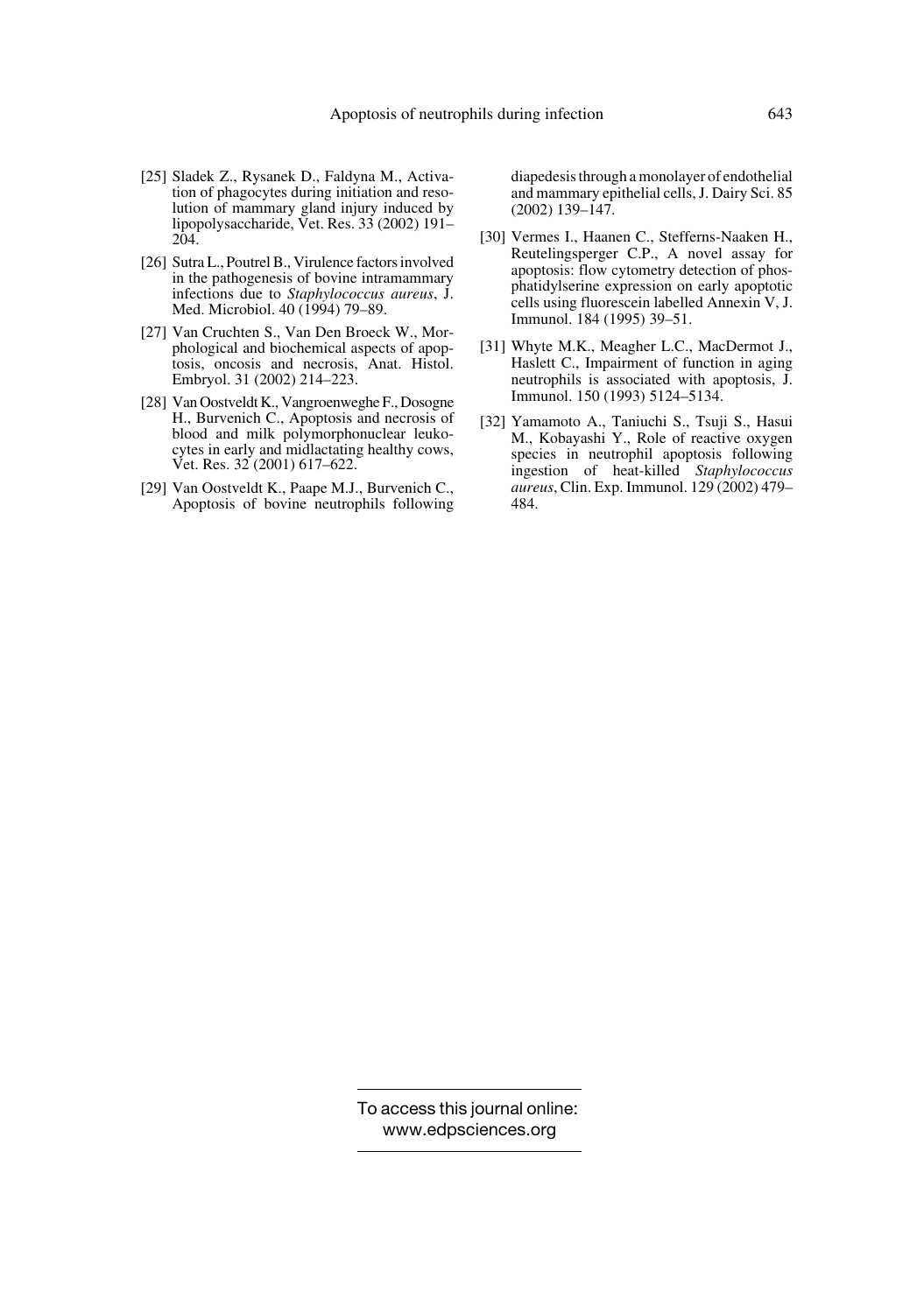[25] Sladek Z., Rysanek D., Faldyna M., Activation of phagocytes during initiation and resolution of mammary gland injury induced by lipopolysaccharide, Vet. Res. 33 (2002) 191–204.

[26] Sutra L., Poutrel B., Virulence factors involved in the pathogenesis of bovine intramammary infections due to *Staphylococcus aureus*, J. Med. Microbiol. 40 (1994) 79–89.

[27] Van Cruchten S., Van Den Broeck W., Morphological and biochemical aspects of apoptosis, oncosis and necrosis, Anat. Histol. Embryol. 31 (2002) 214–223.

[28] Van Oostveldt K., Vangroenweghe F., Dosogne H., Burvenich C., Apoptosis and necrosis of blood and milk polymorphonuclear leukocytes in early and midlactating healthy cows, Vet. Res. 32 (2001) 617–622.

[29] Van Oostveldt K., Paape M.J., Burvenich C., Apoptosis of bovine neutrophils following diapedesis through a monolayer of endothelial and mammary epithelial cells, J. Dairy Sci. 85 (2002) 139–147.

[30] Vermes I., Haanen C., Stefferns-Naaken H., Reutelingsperger C.P., A novel assay for apoptosis: flow cytometry detection of phosphatidylserine expression on early apoptotic cells using fluorescein labelled Annexin V, J. Immunol. 184 (1995) 39–51.

[31] Whyte M.K., Meagher L.C., MacDermot J., Haslett C., Impairment of function in aging neutrophils is associated with apoptosis, J. Immunol. 150 (1993) 5124–5134.

[32] Yamamoto A., Taniuchi S., Tsuji S., Hasui M., Kobayashi Y., Role of reactive oxygen species in neutrophil apoptosis following ingestion of heat-killed *Staphylococcus aureus*, Clin. Exp. Immunol. 129 (2002) 479–484.

To access this journal online:
www.edpsciences.org